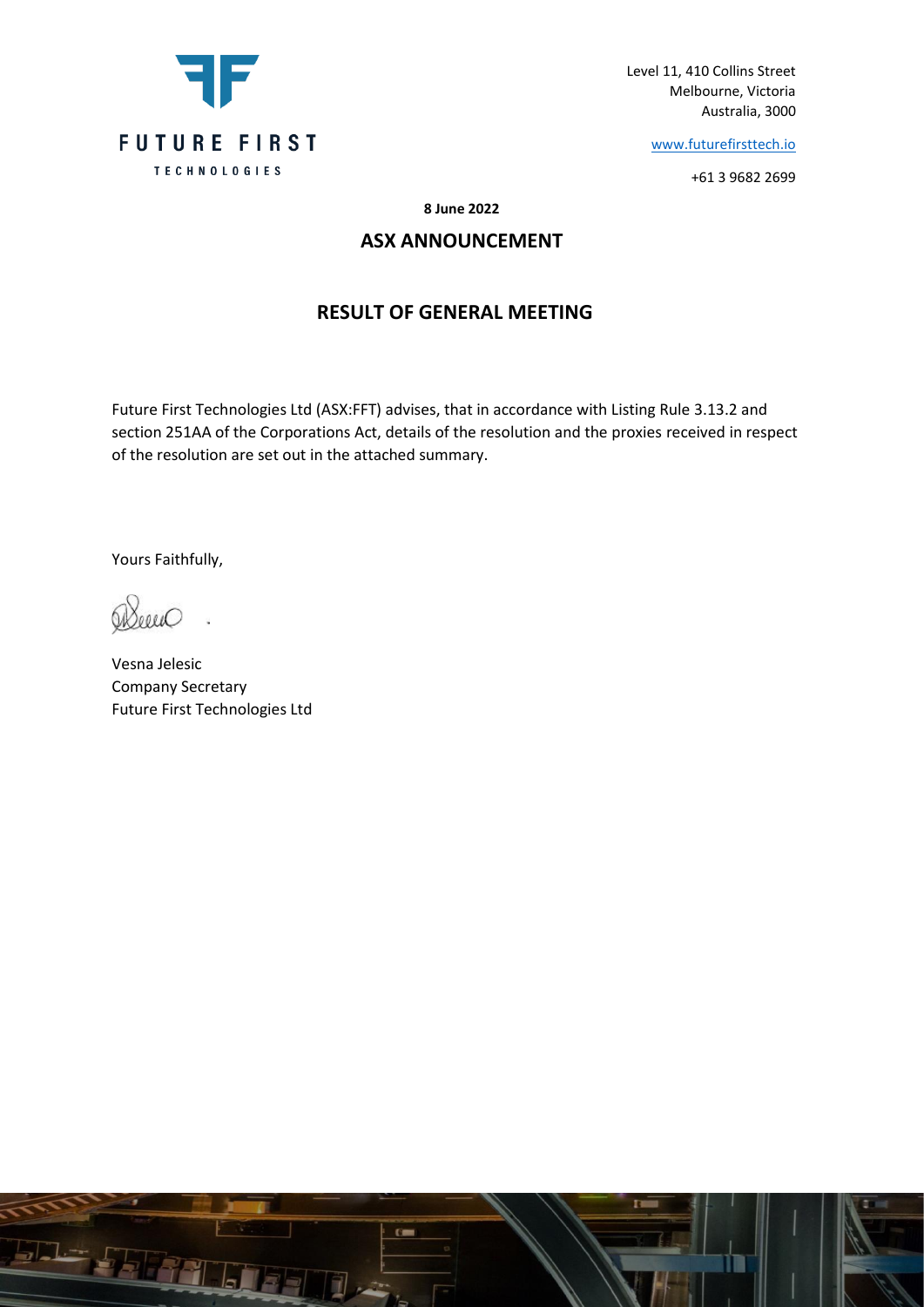FUTURE FIRST

TECHNOLOGIES

Level 11, 410 Collins Street
Melbourne, Victoria
Australia, 3000

www.futurefirsttech.io

+61 3 9682 2699

**8 June 2022**

## ASX ANNOUNCEMENT

## RESULT OF GENERAL MEETING

Future First Technologies Ltd (ASX:FFT) advises, that in accordance with Listing Rule 3.13.2 and section 251AA of the Corporations Act, details of the resolution and the proxies received in respect of the resolution are set out in the attached summary.

Yours Faithfully,

Vesna Jelesic
Company Secretary
Future First Technologies Ltd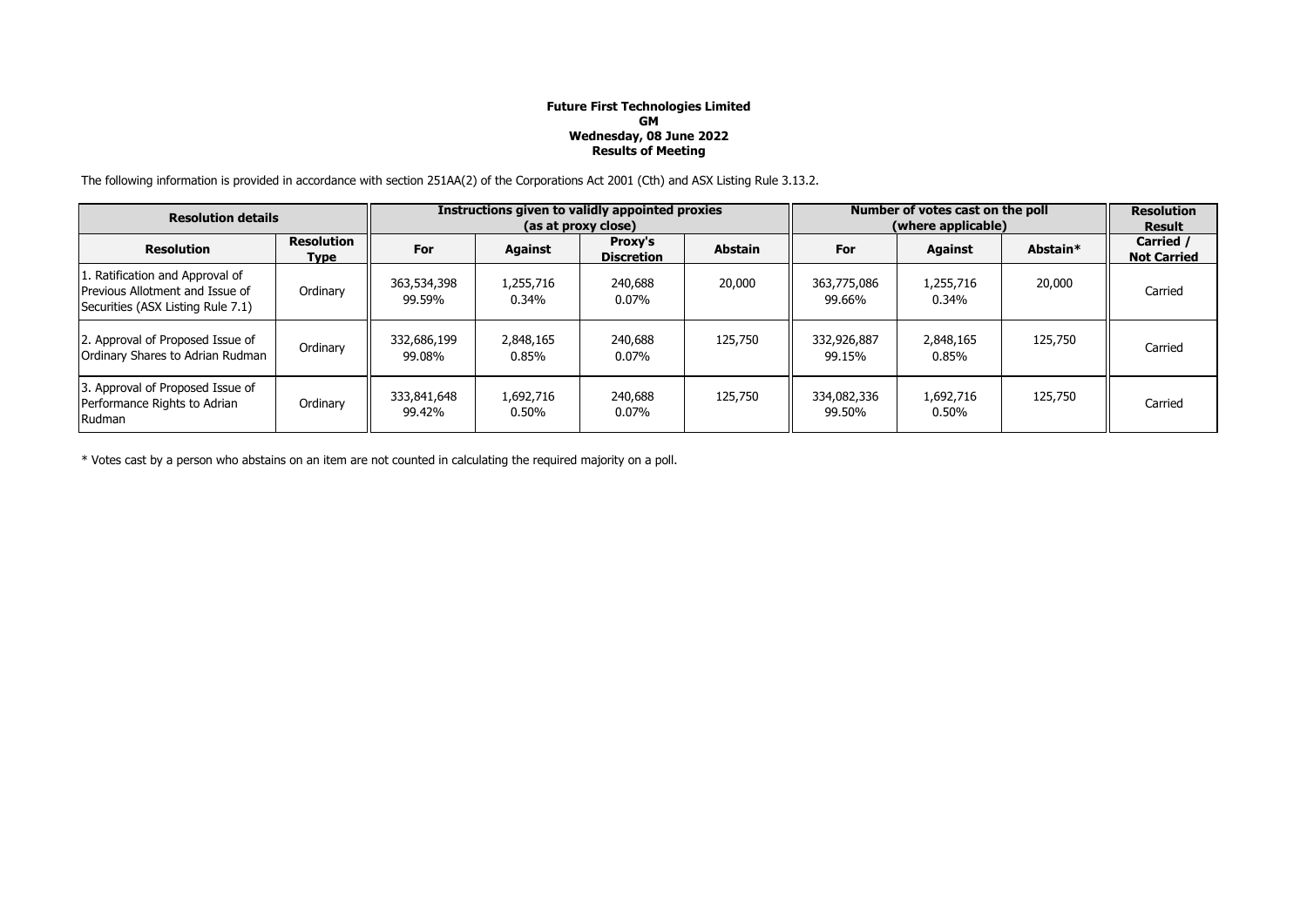**Future First Technologies Limited**
**GM**
**Wednesday, 08 June 2022**
**Results of Meeting**

The following information is provided in accordance with section 251AA(2) of the Corporations Act 2001 (Cth) and ASX Listing Rule 3.13.2.

| Resolution details | | Instructions given to validly appointed proxies (as at proxy close) | | | | Number of votes cast on the poll (where applicable) | | | Resolution Result |
|---|---|---|---|---|---|---|---|---|---|
| **Resolution** | **Resolution Type** | **For** | **Against** | **Proxy's Discretion** | **Abstain** | **For** | **Against** | **Abstain*** | **Carried / Not Carried** |
| 1. Ratification and Approval of Previous Allotment and Issue of Securities (ASX Listing Rule 7.1) | Ordinary | 363,534,398 99.59% | 1,255,716 0.34% | 240,688 0.07% | 20,000 | 363,775,086 99.66% | 1,255,716 0.34% | 20,000 | Carried |
| 2. Approval of Proposed Issue of Ordinary Shares to Adrian Rudman | Ordinary | 332,686,199 99.08% | 2,848,165 0.85% | 240,688 0.07% | 125,750 | 332,926,887 99.15% | 2,848,165 0.85% | 125,750 | Carried |
| 3. Approval of Proposed Issue of Performance Rights to Adrian Rudman | Ordinary | 333,841,648 99.42% | 1,692,716 0.50% | 240,688 0.07% | 125,750 | 334,082,336 99.50% | 1,692,716 0.50% | 125,750 | Carried |

* Votes cast by a person who abstains on an item are not counted in calculating the required majority on a poll.